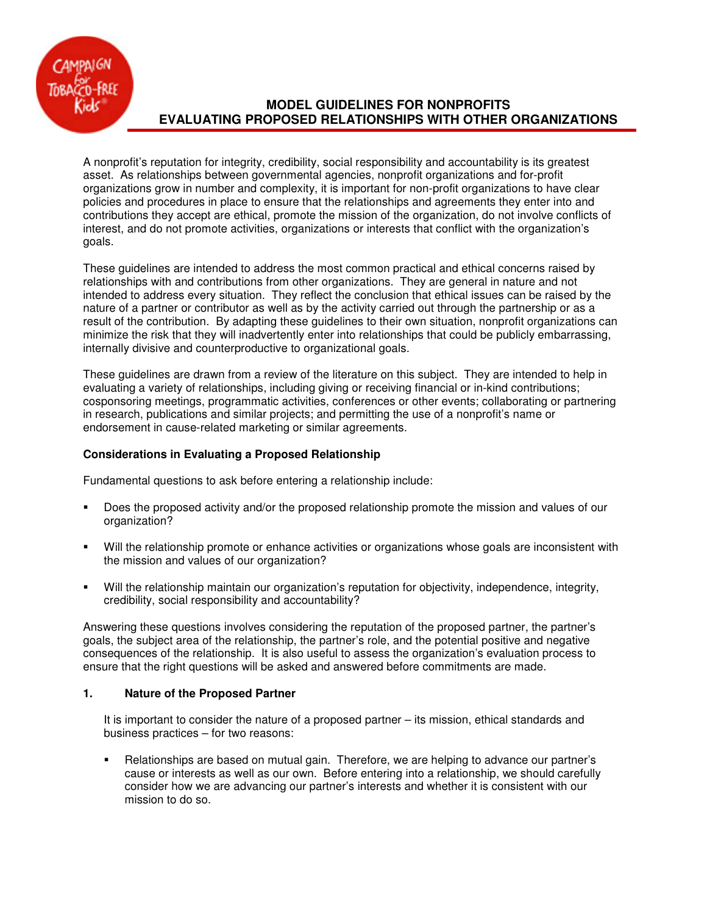# MODEL GUIDELINES FOR NONPROFITS
# EVALUATING PROPOSED RELATIONSHIPS WITH OTHER ORGANIZATIONS

A nonprofit's reputation for integrity, credibility, social responsibility and accountability is its greatest asset. As relationships between governmental agencies, nonprofit organizations and for-profit organizations grow in number and complexity, it is important for non-profit organizations to have clear policies and procedures in place to ensure that the relationships and agreements they enter into and contributions they accept are ethical, promote the mission of the organization, do not involve conflicts of interest, and do not promote activities, organizations or interests that conflict with the organization's goals.

These guidelines are intended to address the most common practical and ethical concerns raised by relationships with and contributions from other organizations. They are general in nature and not intended to address every situation. They reflect the conclusion that ethical issues can be raised by the nature of a partner or contributor as well as by the activity carried out through the partnership or as a result of the contribution. By adapting these guidelines to their own situation, nonprofit organizations can minimize the risk that they will inadvertently enter into relationships that could be publicly embarrassing, internally divisive and counterproductive to organizational goals.

These guidelines are drawn from a review of the literature on this subject. They are intended to help in evaluating a variety of relationships, including giving or receiving financial or in-kind contributions; cosponsoring meetings, programmatic activities, conferences or other events; collaborating or partnering in research, publications and similar projects; and permitting the use of a nonprofit's name or endorsement in cause-related marketing or similar agreements.

**Considerations in Evaluating a Proposed Relationship**

Fundamental questions to ask before entering a relationship include:

- Does the proposed activity and/or the proposed relationship promote the mission and values of our organization?
- Will the relationship promote or enhance activities or organizations whose goals are inconsistent with the mission and values of our organization?
- Will the relationship maintain our organization's reputation for objectivity, independence, integrity, credibility, social responsibility and accountability?

Answering these questions involves considering the reputation of the proposed partner, the partner's goals, the subject area of the relationship, the partner's role, and the potential positive and negative consequences of the relationship. It is also useful to assess the organization's evaluation process to ensure that the right questions will be asked and answered before commitments are made.

**1. Nature of the Proposed Partner**

It is important to consider the nature of a proposed partner – its mission, ethical standards and business practices – for two reasons:

- Relationships are based on mutual gain. Therefore, we are helping to advance our partner's cause or interests as well as our own. Before entering into a relationship, we should carefully consider how we are advancing our partner's interests and whether it is consistent with our mission to do so.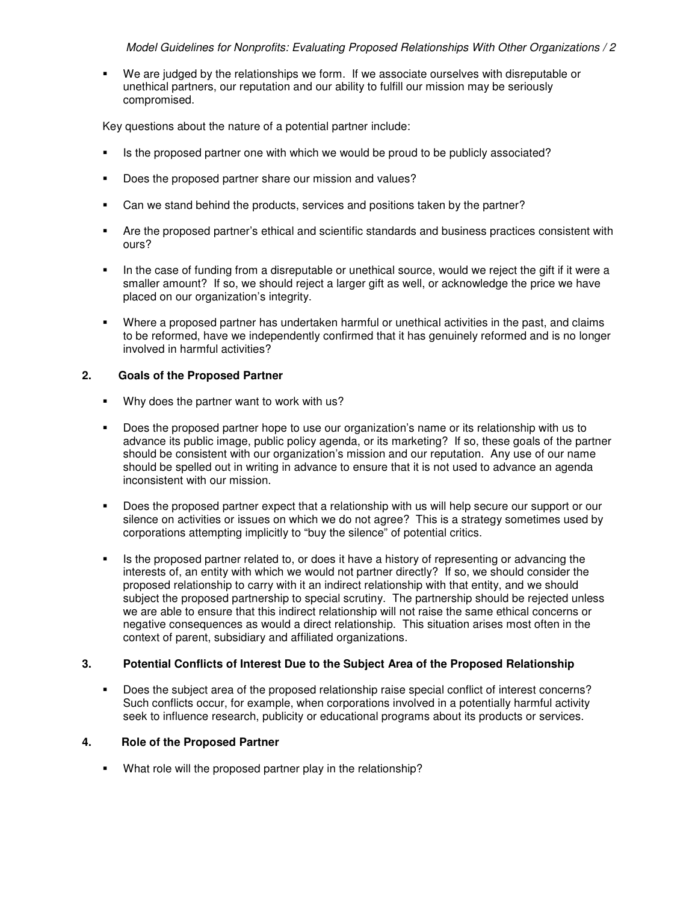- We are judged by the relationships we form. If we associate ourselves with disreputable or unethical partners, our reputation and our ability to fulfill our mission may be seriously compromised.

Key questions about the nature of a potential partner include:

- Is the proposed partner one with which we would be proud to be publicly associated?
- Does the proposed partner share our mission and values?
- Can we stand behind the products, services and positions taken by the partner?
- Are the proposed partner's ethical and scientific standards and business practices consistent with ours?
- In the case of funding from a disreputable or unethical source, would we reject the gift if it were a smaller amount? If so, we should reject a larger gift as well, or acknowledge the price we have placed on our organization's integrity.
- Where a proposed partner has undertaken harmful or unethical activities in the past, and claims to be reformed, have we independently confirmed that it has genuinely reformed and is no longer involved in harmful activities?

### 2. Goals of the Proposed Partner

- Why does the partner want to work with us?
- Does the proposed partner hope to use our organization's name or its relationship with us to advance its public image, public policy agenda, or its marketing? If so, these goals of the partner should be consistent with our organization's mission and our reputation. Any use of our name should be spelled out in writing in advance to ensure that it is not used to advance an agenda inconsistent with our mission.
- Does the proposed partner expect that a relationship with us will help secure our support or our silence on activities or issues on which we do not agree? This is a strategy sometimes used by corporations attempting implicitly to "buy the silence" of potential critics.
- Is the proposed partner related to, or does it have a history of representing or advancing the interests of, an entity with which we would not partner directly? If so, we should consider the proposed relationship to carry with it an indirect relationship with that entity, and we should subject the proposed partnership to special scrutiny. The partnership should be rejected unless we are able to ensure that this indirect relationship will not raise the same ethical concerns or negative consequences as would a direct relationship. This situation arises most often in the context of parent, subsidiary and affiliated organizations.

### 3. Potential Conflicts of Interest Due to the Subject Area of the Proposed Relationship

- Does the subject area of the proposed relationship raise special conflict of interest concerns? Such conflicts occur, for example, when corporations involved in a potentially harmful activity seek to influence research, publicity or educational programs about its products or services.

### 4. Role of the Proposed Partner

- What role will the proposed partner play in the relationship?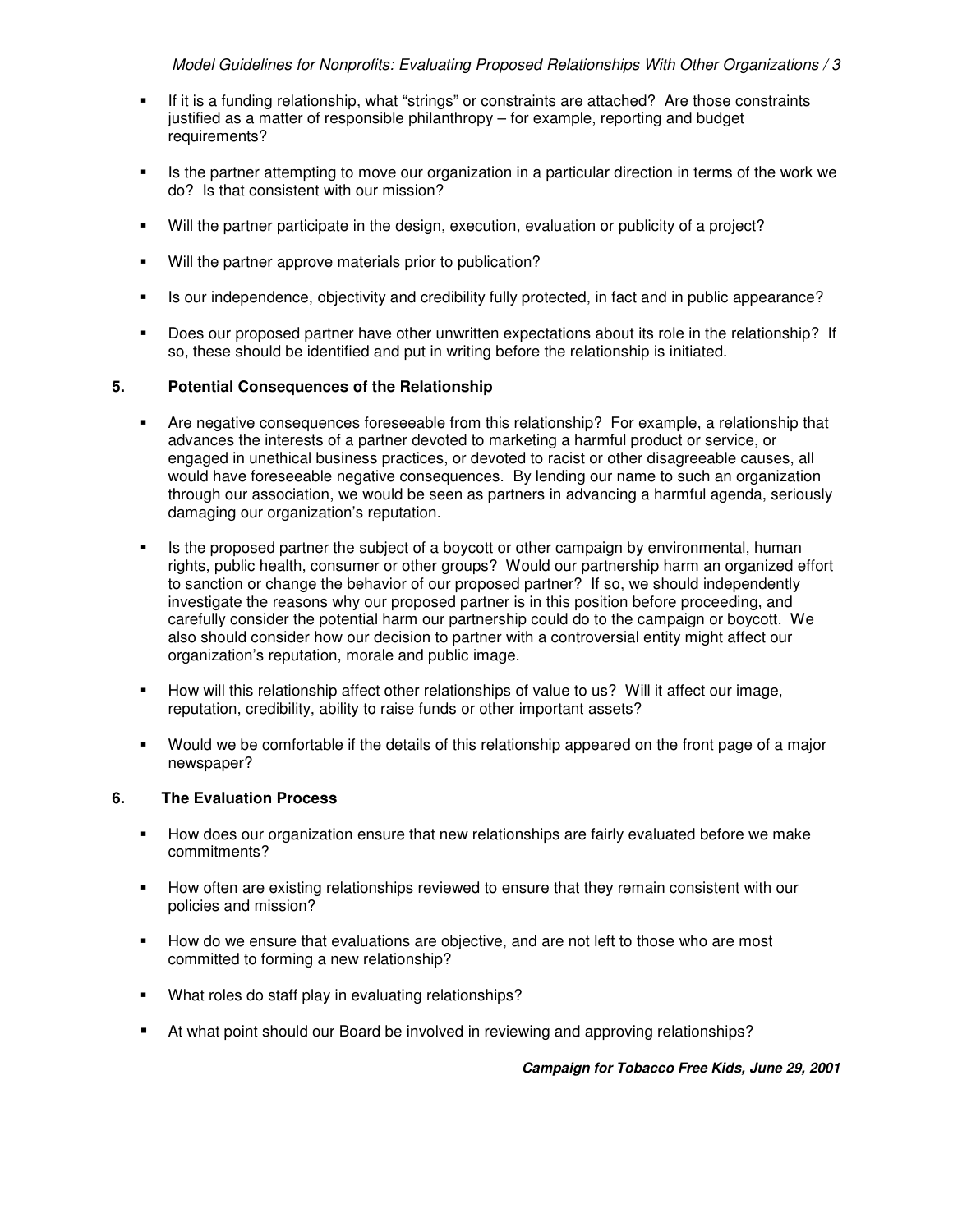- If it is a funding relationship, what "strings" or constraints are attached? Are those constraints justified as a matter of responsible philanthropy – for example, reporting and budget requirements?

- Is the partner attempting to move our organization in a particular direction in terms of the work we do? Is that consistent with our mission?

- Will the partner participate in the design, execution, evaluation or publicity of a project?

- Will the partner approve materials prior to publication?

- Is our independence, objectivity and credibility fully protected, in fact and in public appearance?

- Does our proposed partner have other unwritten expectations about its role in the relationship? If so, these should be identified and put in writing before the relationship is initiated.

### 5. Potential Consequences of the Relationship

- Are negative consequences foreseeable from this relationship? For example, a relationship that advances the interests of a partner devoted to marketing a harmful product or service, or engaged in unethical business practices, or devoted to racist or other disagreeable causes, all would have foreseeable negative consequences. By lending our name to such an organization through our association, we would be seen as partners in advancing a harmful agenda, seriously damaging our organization's reputation.

- Is the proposed partner the subject of a boycott or other campaign by environmental, human rights, public health, consumer or other groups? Would our partnership harm an organized effort to sanction or change the behavior of our proposed partner? If so, we should independently investigate the reasons why our proposed partner is in this position before proceeding, and carefully consider the potential harm our partnership could do to the campaign or boycott. We also should consider how our decision to partner with a controversial entity might affect our organization's reputation, morale and public image.

- How will this relationship affect other relationships of value to us? Will it affect our image, reputation, credibility, ability to raise funds or other important assets?

- Would we be comfortable if the details of this relationship appeared on the front page of a major newspaper?

### 6. The Evaluation Process

- How does our organization ensure that new relationships are fairly evaluated before we make commitments?

- How often are existing relationships reviewed to ensure that they remain consistent with our policies and mission?

- How do we ensure that evaluations are objective, and are not left to those who are most committed to forming a new relationship?

- What roles do staff play in evaluating relationships?

- At what point should our Board be involved in reviewing and approving relationships?

***Campaign for Tobacco Free Kids, June 29, 2001***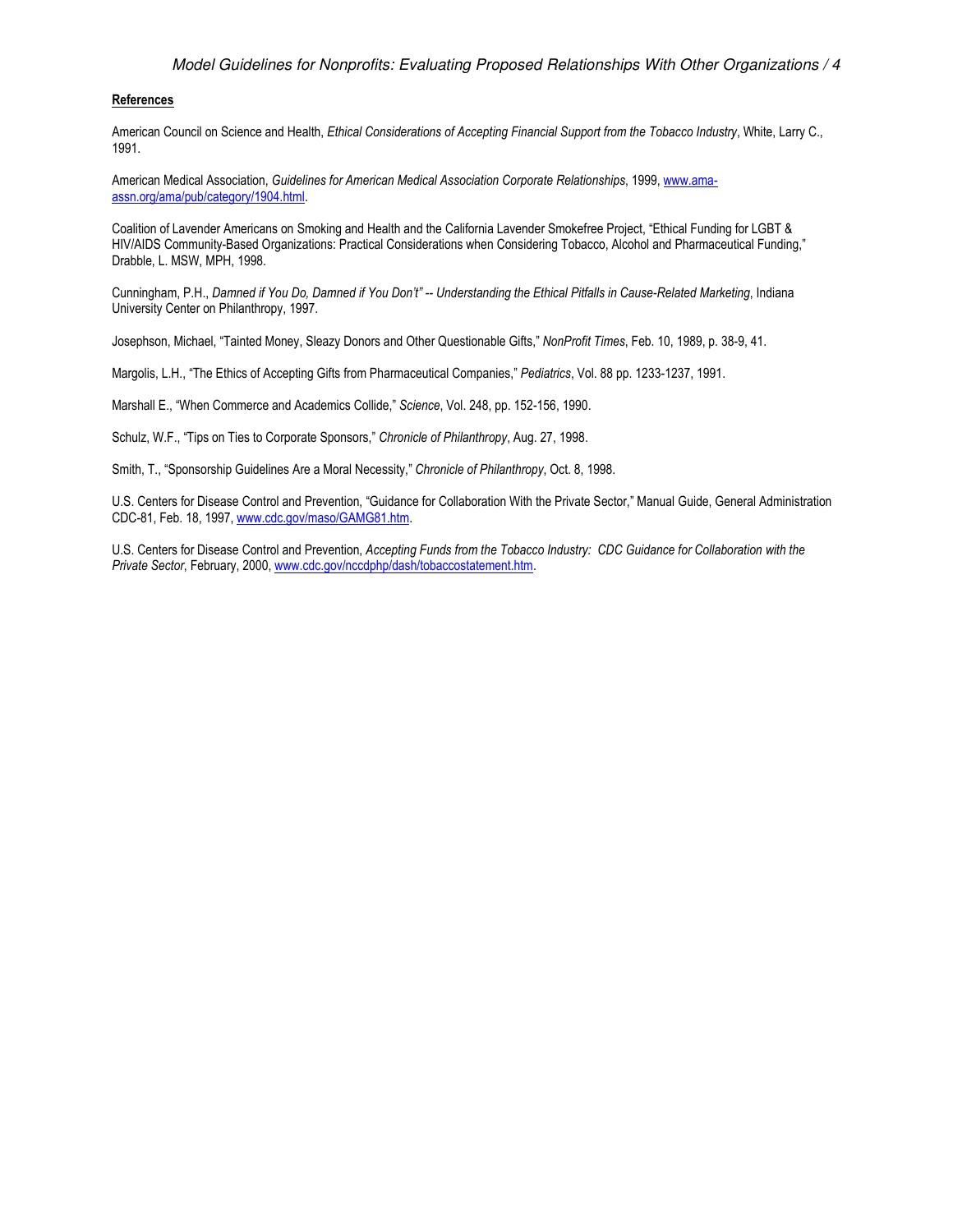**References**

American Council on Science and Health, *Ethical Considerations of Accepting Financial Support from the Tobacco Industry*, White, Larry C., 1991.

American Medical Association, *Guidelines for American Medical Association Corporate Relationships*, 1999, [www.ama-assn.org/ama/pub/category/1904.html](www.ama-assn.org/ama/pub/category/1904.html).

Coalition of Lavender Americans on Smoking and Health and the California Lavender Smokefree Project, "Ethical Funding for LGBT & HIV/AIDS Community-Based Organizations: Practical Considerations when Considering Tobacco, Alcohol and Pharmaceutical Funding," Drabble, L. MSW, MPH, 1998.

Cunningham, P.H., *Damned if You Do, Damned if You Don't" -- Understanding the Ethical Pitfalls in Cause-Related Marketing*, Indiana University Center on Philanthropy, 1997.

Josephson, Michael, "Tainted Money, Sleazy Donors and Other Questionable Gifts," *NonProfit Times*, Feb. 10, 1989, p. 38-9, 41.

Margolis, L.H., "The Ethics of Accepting Gifts from Pharmaceutical Companies," *Pediatrics*, Vol. 88 pp. 1233-1237, 1991.

Marshall E., "When Commerce and Academics Collide," *Science*, Vol. 248, pp. 152-156, 1990.

Schulz, W.F., "Tips on Ties to Corporate Sponsors," *Chronicle of Philanthropy*, Aug. 27, 1998.

Smith, T., "Sponsorship Guidelines Are a Moral Necessity," *Chronicle of Philanthropy*, Oct. 8, 1998.

U.S. Centers for Disease Control and Prevention, "Guidance for Collaboration With the Private Sector," Manual Guide, General Administration CDC-81, Feb. 18, 1997, [www.cdc.gov/maso/GAMG81.htm](www.cdc.gov/maso/GAMG81.htm).

U.S. Centers for Disease Control and Prevention, *Accepting Funds from the Tobacco Industry: CDC Guidance for Collaboration with the Private Sector*, February, 2000, [www.cdc.gov/nccdphp/dash/tobaccostatement.htm](www.cdc.gov/nccdphp/dash/tobaccostatement.htm).